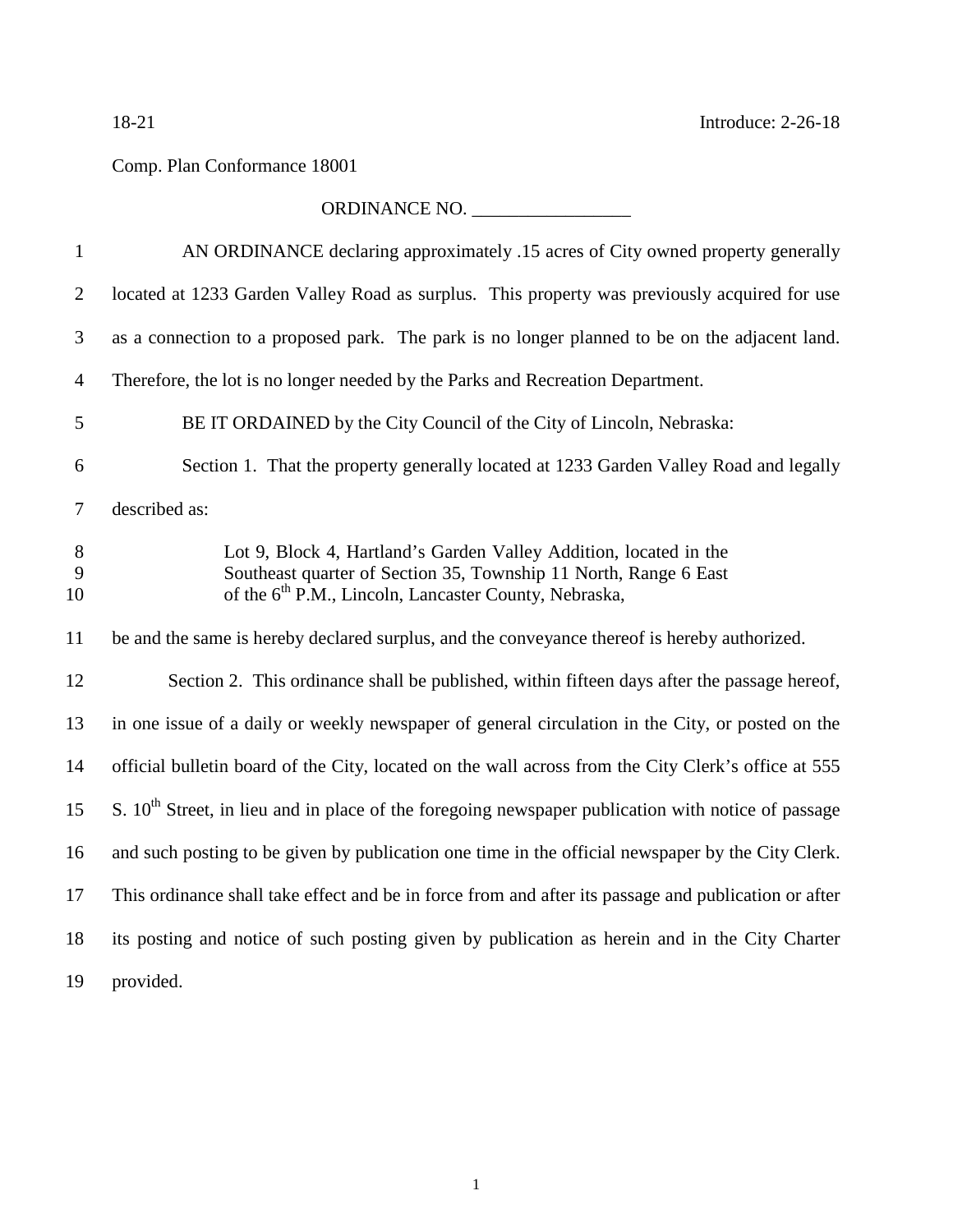18-21 Introduce: 2-26-18

Comp. Plan Conformance 18001

ORDINANCE NO. _________________

AN ORDINANCE declaring approximately .15 acres of City owned property generally located at 1233 Garden Valley Road as surplus. This property was previously acquired for use as a connection to a proposed park. The park is no longer planned to be on the adjacent land. Therefore, the lot is no longer needed by the Parks and Recreation Department.

BE IT ORDAINED by the City Council of the City of Lincoln, Nebraska:

Section 1. That the property generally located at 1233 Garden Valley Road and legally described as:

> Lot 9, Block 4, Hartland's Garden Valley Addition, located in the Southeast quarter of Section 35, Township 11 North, Range 6 East of the 6th P.M., Lincoln, Lancaster County, Nebraska,

be and the same is hereby declared surplus, and the conveyance thereof is hereby authorized.

Section 2. This ordinance shall be published, within fifteen days after the passage hereof, in one issue of a daily or weekly newspaper of general circulation in the City, or posted on the official bulletin board of the City, located on the wall across from the City Clerk's office at 555 S. 10th Street, in lieu and in place of the foregoing newspaper publication with notice of passage and such posting to be given by publication one time in the official newspaper by the City Clerk. This ordinance shall take effect and be in force from and after its passage and publication or after its posting and notice of such posting given by publication as herein and in the City Charter provided.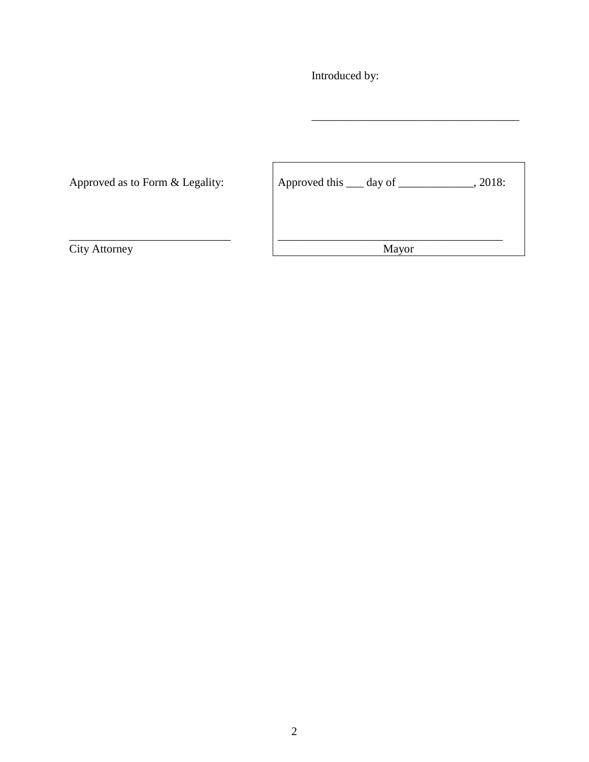Introduced by:

\_\_\_\_\_\_\_\_\_\_\_\_\_\_\_\_\_\_\_\_\_\_\_\_\_\_\_\_\_\_\_\_\_\_\_\_

Approved as to Form & Legality:

\_\_\_\_\_\_\_\_\_\_\_\_\_\_\_\_\_\_\_\_\_\_\_\_\_\_\_\_

City Attorney

Approved this ___ day of _____________, 2018:

\_\_\_\_\_\_\_\_\_\_\_\_\_\_\_\_\_\_\_\_\_\_\_\_\_\_\_\_\_\_\_\_\_\_\_\_\_\_\_

Mayor